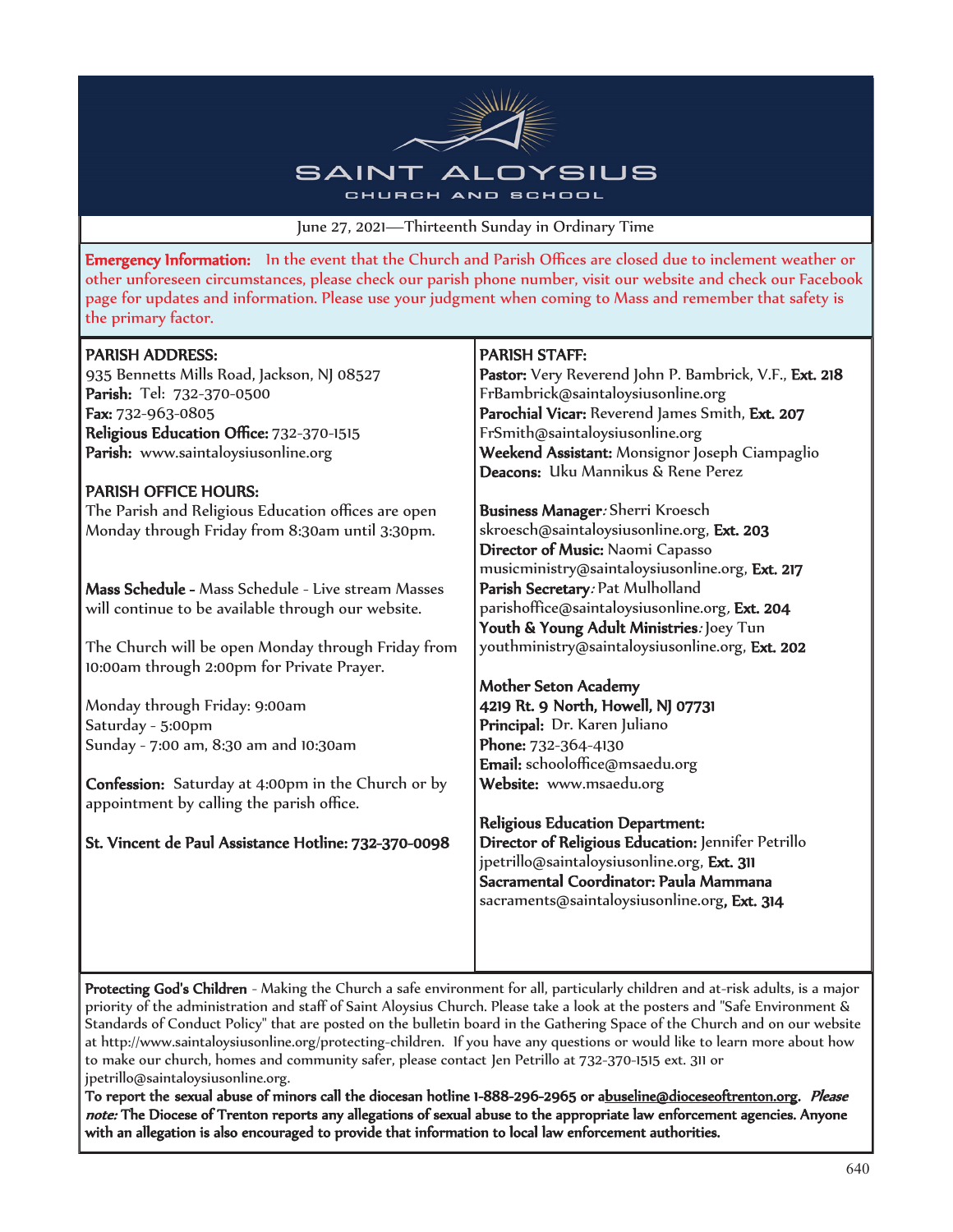# SAINT ALOYSIUS

CHURCH AND SCHOOL

June 27, 2021—Thirteenth Sunday in Ordinary Time

**Emergency Information:** In the event that the Church and Parish Offices are closed due to inclement weather or other unforeseen circumstances, please check our parish phone number, visit our website and check our Facebook page for updates and information. Please use your judgment when coming to Mass and remember that safety is the primary factor.

**PARISH ADDRESS:**
935 Bennetts Mills Road, Jackson, NJ 08527
**Parish:** Tel: 732-370-0500
**Fax:** 732-963-0805
**Religious Education Office:** 732-370-1515
**Parish:** www.saintaloysiusonline.org

**PARISH OFFICE HOURS:**
The Parish and Religious Education offices are open Monday through Friday from 8:30am until 3:30pm.

**Mass Schedule -** Mass Schedule - Live stream Masses will continue to be available through our website.

The Church will be open Monday through Friday from 10:00am through 2:00pm for Private Prayer.

Monday through Friday: 9:00am
Saturday - 5:00pm
Sunday - 7:00 am, 8:30 am and 10:30am

**Confession:** Saturday at 4:00pm in the Church or by appointment by calling the parish office.

**St. Vincent de Paul Assistance Hotline: 732-370-0098**

**PARISH STAFF:**
**Pastor:** Very Reverend John P. Bambrick, V.F., **Ext. 218**
FrBambrick@saintaloysiusonline.org
**Parochial Vicar:** Reverend James Smith, **Ext. 207**
FrSmith@saintaloysiusonline.org
**Weekend Assistant:** Monsignor Joseph Ciampaglio
**Deacons:** Uku Mannikus & Rene Perez

**Business Manager:** Sherri Kroesch
skroesch@saintaloysiusonline.org, **Ext. 203**
**Director of Music:** Naomi Capasso
musicministry@saintaloysiusonline.org, **Ext. 217**
**Parish Secretary:** Pat Mulholland
parishoffice@saintaloysiusonline.org, **Ext. 204**
**Youth & Young Adult Ministries:** Joey Tun
youthministry@saintaloysiusonline.org, **Ext. 202**

**Mother Seton Academy**
**4219 Rt. 9 North, Howell, NJ 07731**
**Principal:** Dr. Karen Juliano
**Phone:** 732-364-4130
**Email:** schooloffice@msaedu.org
**Website:** www.msaedu.org

**Religious Education Department:**
**Director of Religious Education:** Jennifer Petrillo
jpetrillo@saintaloysiusonline.org, **Ext. 311**
**Sacramental Coordinator: Paula Mammana**
sacraments@saintaloysiusonline.org**, Ext. 314**

**Protecting God's Children** - Making the Church a safe environment for all, particularly children and at-risk adults, is a major priority of the administration and staff of Saint Aloysius Church. Please take a look at the posters and "Safe Environment & Standards of Conduct Policy" that are posted on the bulletin board in the Gathering Space of the Church and on our website at http://www.saintaloysiusonline.org/protecting-children. If you have any questions or would like to learn more about how to make our church, homes and community safer, please contact Jen Petrillo at 732-370-1515 ext. 311 or jpetrillo@saintaloysiusonline.org.

**To report the sexual abuse of minors call the diocesan hotline 1-888-296-2965 or abuseline@dioceseoftrenton.org. *Please note:* The Diocese of Trenton reports any allegations of sexual abuse to the appropriate law enforcement agencies. Anyone with an allegation is also encouraged to provide that information to local law enforcement authorities.**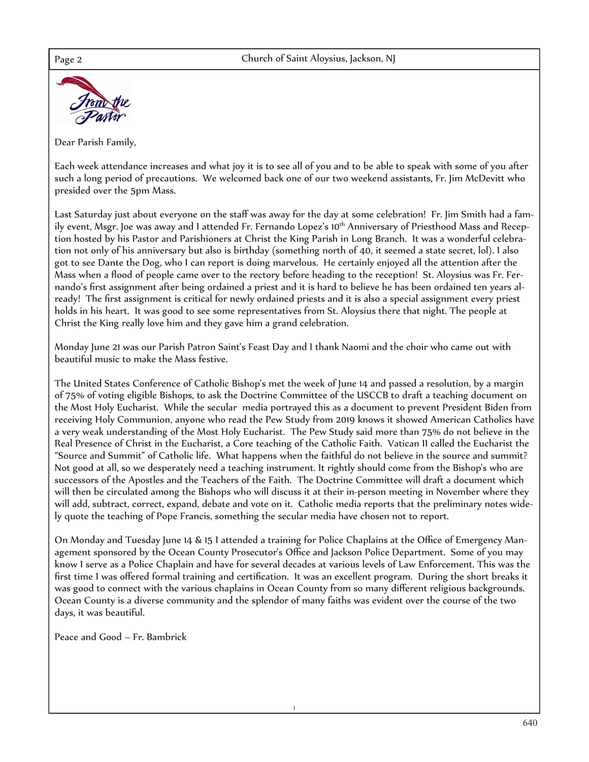## From the Pastor

Dear Parish Family,

Each week attendance increases and what joy it is to see all of you and to be able to speak with some of you after such a long period of precautions. We welcomed back one of our two weekend assistants, Fr. Jim McDevitt who presided over the 5pm Mass.

Last Saturday just about everyone on the staff was away for the day at some celebration! Fr. Jim Smith had a family event, Msgr. Joe was away and I attended Fr. Fernando Lopez's 10th Anniversary of Priesthood Mass and Reception hosted by his Pastor and Parishioners at Christ the King Parish in Long Branch. It was a wonderful celebration not only of his anniversary but also is birthday (something north of 40, it seemed a state secret, lol). I also got to see Dante the Dog, who I can report is doing marvelous. He certainly enjoyed all the attention after the Mass when a flood of people came over to the rectory before heading to the reception! St. Aloysius was Fr. Fernando's first assignment after being ordained a priest and it is hard to believe he has been ordained ten years already! The first assignment is critical for newly ordained priests and it is also a special assignment every priest holds in his heart. It was good to see some representatives from St. Aloysius there that night. The people at Christ the King really love him and they gave him a grand celebration.

Monday June 21 was our Parish Patron Saint's Feast Day and I thank Naomi and the choir who came out with beautiful music to make the Mass festive.

The United States Conference of Catholic Bishop's met the week of June 14 and passed a resolution, by a margin of 75% of voting eligible Bishops, to ask the Doctrine Committee of the USCCB to draft a teaching document on the Most Holy Eucharist. While the secular media portrayed this as a document to prevent President Biden from receiving Holy Communion, anyone who read the Pew Study from 2019 knows it showed American Catholics have a very weak understanding of the Most Holy Eucharist. The Pew Study said more than 75% do not believe in the Real Presence of Christ in the Eucharist, a Core teaching of the Catholic Faith. Vatican II called the Eucharist the "Source and Summit" of Catholic life. What happens when the faithful do not believe in the source and summit? Not good at all, so we desperately need a teaching instrument. It rightly should come from the Bishop's who are successors of the Apostles and the Teachers of the Faith. The Doctrine Committee will draft a document which will then be circulated among the Bishops who will discuss it at their in-person meeting in November where they will add, subtract, correct, expand, debate and vote on it. Catholic media reports that the preliminary notes widely quote the teaching of Pope Francis, something the secular media have chosen not to report.

On Monday and Tuesday June 14 & 15 I attended a training for Police Chaplains at the Office of Emergency Management sponsored by the Ocean County Prosecutor's Office and Jackson Police Department. Some of you may know I serve as a Police Chaplain and have for several decades at various levels of Law Enforcement. This was the first time I was offered formal training and certification. It was an excellent program. During the short breaks it was good to connect with the various chaplains in Ocean County from so many different religious backgrounds. Ocean County is a diverse community and the splendor of many faiths was evident over the course of the two days, it was beautiful.

Peace and Good – Fr. Bambrick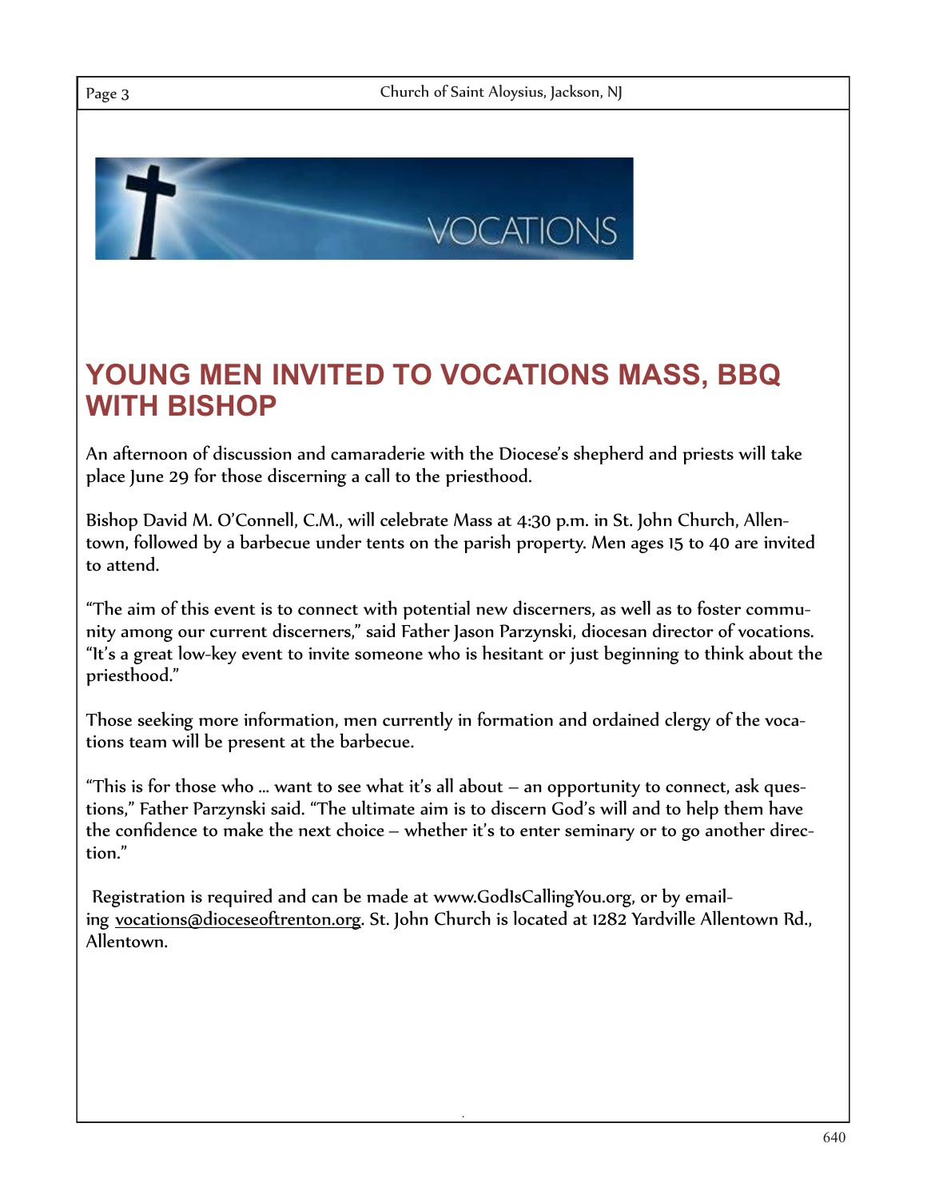VOCATIONS

## YOUNG MEN INVITED TO VOCATIONS MASS, BBQ WITH BISHOP

An afternoon of discussion and camaraderie with the Diocese's shepherd and priests will take place June 29 for those discerning a call to the priesthood.

Bishop David M. O'Connell, C.M., will celebrate Mass at 4:30 p.m. in St. John Church, Allentown, followed by a barbecue under tents on the parish property. Men ages 15 to 40 are invited to attend.

"The aim of this event is to connect with potential new discerners, as well as to foster community among our current discerners," said Father Jason Parzynski, diocesan director of vocations. "It's a great low-key event to invite someone who is hesitant or just beginning to think about the priesthood."

Those seeking more information, men currently in formation and ordained clergy of the vocations team will be present at the barbecue.

"This is for those who … want to see what it's all about – an opportunity to connect, ask questions," Father Parzynski said. "The ultimate aim is to discern God's will and to help them have the confidence to make the next choice – whether it's to enter seminary or to go another direction."

Registration is required and can be made at www.GodIsCallingYou.org, or by emailing vocations@dioceseoftrenton.org. St. John Church is located at 1282 Yardville Allentown Rd., Allentown.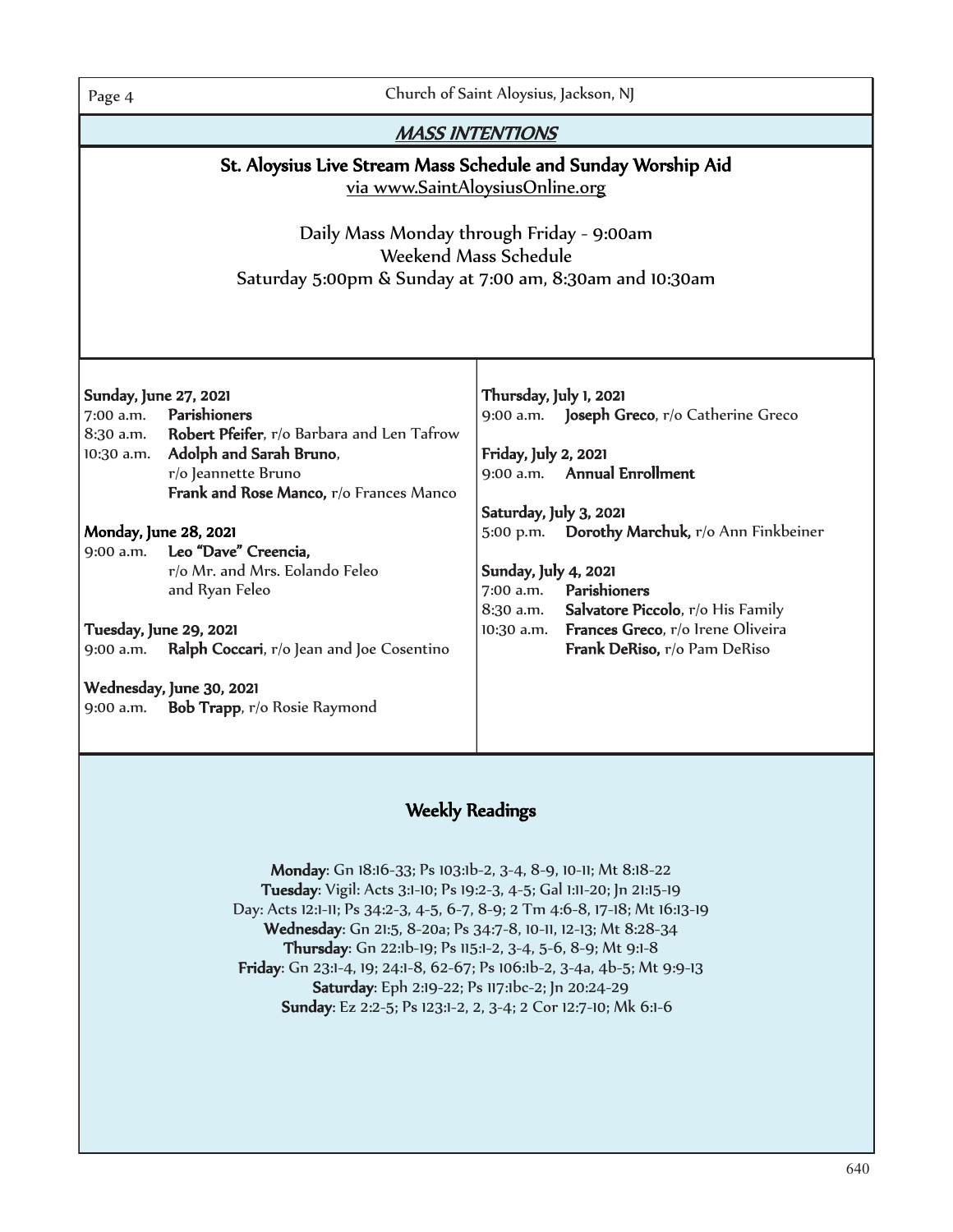## *MASS INTENTIONS*

### St. Aloysius Live Stream Mass Schedule and Sunday Worship Aid

via www.SaintAloysiusOnline.org

Daily Mass Monday through Friday - 9:00am
Weekend Mass Schedule
Saturday 5:00pm & Sunday at 7:00 am, 8:30am and 10:30am

**Sunday, June 27, 2021**
7:00 a.m. **Parishioners**
8:30 a.m. **Robert Pfeifer**, r/o Barbara and Len Tafrow
10:30 a.m. **Adolph and Sarah Bruno**, r/o Jeannette Bruno
**Frank and Rose Manco,** r/o Frances Manco

**Monday, June 28, 2021**
9:00 a.m. **Leo "Dave" Creencia,** r/o Mr. and Mrs. Eolando Feleo and Ryan Feleo

**Tuesday, June 29, 2021**
9:00 a.m. **Ralph Coccari**, r/o Jean and Joe Cosentino

**Wednesday, June 30, 2021**
9:00 a.m. **Bob Trapp**, r/o Rosie Raymond

**Thursday, July 1, 2021**
9:00 a.m. **Joseph Greco**, r/o Catherine Greco

**Friday, July 2, 2021**
9:00 a.m. **Annual Enrollment**

**Saturday, July 3, 2021**
5:00 p.m. **Dorothy Marchuk,** r/o Ann Finkbeiner

**Sunday, July 4, 2021**
7:00 a.m. **Parishioners**
8:30 a.m. **Salvatore Piccolo**, r/o His Family
10:30 a.m. **Frances Greco**, r/o Irene Oliveira
**Frank DeRiso,** r/o Pam DeRiso

### Weekly Readings

**Monday**: Gn 18:16-33; Ps 103:1b-2, 3-4, 8-9, 10-11; Mt 8:18-22
**Tuesday**: Vigil: Acts 3:1-10; Ps 19:2-3, 4-5; Gal 1:11-20; Jn 21:15-19
Day: Acts 12:1-11; Ps 34:2-3, 4-5, 6-7, 8-9; 2 Tm 4:6-8, 17-18; Mt 16:13-19
**Wednesday**: Gn 21:5, 8-20a; Ps 34:7-8, 10-11, 12-13; Mt 8:28-34
**Thursday**: Gn 22:1b-19; Ps 115:1-2, 3-4, 5-6, 8-9; Mt 9:1-8
**Friday**: Gn 23:1-4, 19; 24:1-8, 62-67; Ps 106:1b-2, 3-4a, 4b-5; Mt 9:9-13
**Saturday**: Eph 2:19-22; Ps 117:1bc-2; Jn 20:24-29
**Sunday**: Ez 2:2-5; Ps 123:1-2, 2, 3-4; 2 Cor 12:7-10; Mk 6:1-6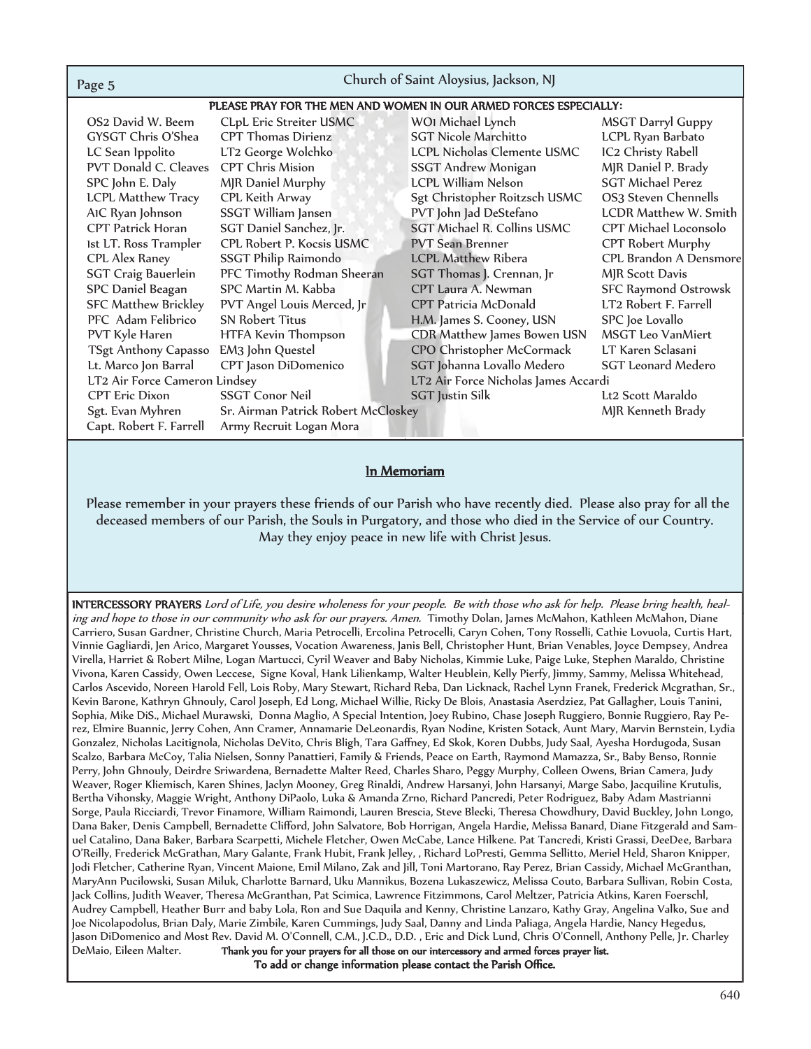## PLEASE PRAY FOR THE MEN AND WOMEN IN OUR ARMED FORCES ESPECIALLY:

| | | | |
|---|---|---|---|
| OS2 David W. Beem | CLpL Eric Streiter USMC | WO1 Michael Lynch | MSGT Darryl Guppy |
| GYSGT Chris O'Shea | CPT Thomas Dirienz | SGT Nicole Marchitto | LCPL Ryan Barbato |
| LC Sean Ippolito | LT2 George Wolchko | LCPL Nicholas Clemente USMC | IC2 Christy Rabell |
| PVT Donald C. Cleaves | CPT Chris Mision | SSGT Andrew Monigan | MJR Daniel P. Brady |
| SPC John E. Daly | MJR Daniel Murphy | LCPL William Nelson | SGT Michael Perez |
| LCPL Matthew Tracy | CPL Keith Arway | Sgt Christopher Roitzsch USMC | OS3 Steven Chennells |
| A1C Ryan Johnson | SSGT William Jansen | PVT John Jad DeStefano | LCDR Matthew W. Smith |
| CPT Patrick Horan | SGT Daniel Sanchez, Jr. | SGT Michael R. Collins USMC | CPT Michael Loconsolo |
| 1st LT. Ross Trampler | CPL Robert P. Kocsis USMC | PVT Sean Brenner | CPT Robert Murphy |
| CPL Alex Raney | SSGT Philip Raimondo | LCPL Matthew Ribera | CPL Brandon A Densmore |
| SGT Craig Bauerlein | PFC Timothy Rodman Sheeran | SGT Thomas J. Crennan, Jr | MJR Scott Davis |
| SPC Daniel Beagan | SPC Martin M. Kabba | CPT Laura A. Newman | SFC Raymond Ostrowsk |
| SFC Matthew Brickley | PVT Angel Louis Merced, Jr | CPT Patricia McDonald | LT2 Robert F. Farrell |
| PFC Adam Felibrico | SN Robert Titus | H.M. James S. Cooney, USN | SPC Joe Lovallo |
| PVT Kyle Haren | HTFA Kevin Thompson | CDR Matthew James Bowen USN | MSGT Leo VanMiert |
| TSgt Anthony Capasso | EM3 John Questel | CPO Christopher McCormack | LT Karen Sclasani |
| Lt. Marco Jon Barral | CPT Jason DiDomenico | SGT Johanna Lovallo Medero | SGT Leonard Medero |
| LT2 Air Force Cameron Lindsey | | LT2 Air Force Nicholas James Accardi | |
| CPT Eric Dixon | SSGT Conor Neil | SGT Justin Silk | Lt2 Scott Maraldo |
| Sgt. Evan Myhren | Sr. Airman Patrick Robert McCloskey | | MJR Kenneth Brady |
| Capt. Robert F. Farrell | Army Recruit Logan Mora | | |

## In Memoriam

Please remember in your prayers these friends of our Parish who have recently died. Please also pray for all the deceased members of our Parish, the Souls in Purgatory, and those who died in the Service of our Country. May they enjoy peace in new life with Christ Jesus.

**INTERCESSORY PRAYERS** *Lord of Life, you desire wholeness for your people. Be with those who ask for help. Please bring health, healing and hope to those in our community who ask for our prayers. Amen.* Timothy Dolan, James McMahon, Kathleen McMahon, Diane Carriero, Susan Gardner, Christine Church, Maria Petrocelli, Ercolina Petrocelli, Caryn Cohen, Tony Rosselli, Cathie Lovuola, Curtis Hart, Vinnie Gagliardi, Jen Arico, Margaret Yousses, Vocation Awareness, Janis Bell, Christopher Hunt, Brian Venables, Joyce Dempsey, Andrea Virella, Harriet & Robert Milne, Logan Martucci, Cyril Weaver and Baby Nicholas, Kimmie Luke, Paige Luke, Stephen Maraldo, Christine Vivona, Karen Cassidy, Owen Leccese, Signe Koval, Hank Lilienkamp, Walter Heublein, Kelly Pierfy, Jimmy, Sammy, Melissa Whitehead, Carlos Ascevido, Noreen Harold Fell, Lois Roby, Mary Stewart, Richard Reba, Dan Licknack, Rachel Lynn Franek, Frederick Mcgrathan, Sr., Kevin Barone, Kathryn Ghnouly, Carol Joseph, Ed Long, Michael Willie, Ricky De Blois, Anastasia Aserdziez, Pat Gallagher, Louis Tanini, Sophia, Mike DiS., Michael Murawski, Donna Maglio, A Special Intention, Joey Rubino, Chase Joseph Ruggiero, Bonnie Ruggiero, Ray Perez, Elmire Buannic, Jerry Cohen, Ann Cramer, Annamarie DeLeonardis, Ryan Nodine, Kristen Sotack, Aunt Mary, Marvin Bernstein, Lydia Gonzalez, Nicholas Lacitignola, Nicholas DeVito, Chris Bligh, Tara Gaffney, Ed Skok, Koren Dubbs, Judy Saal, Ayesha Hordugoda, Susan Scalzo, Barbara McCoy, Talia Nielsen, Sonny Panattieri, Family & Friends, Peace on Earth, Raymond Mamazza, Sr., Baby Benso, Ronnie Perry, John Ghnouly, Deirdre Sriwardena, Bernadette Malter Reed, Charles Sharo, Peggy Murphy, Colleen Owens, Brian Camera, Judy Weaver, Roger Kliemisch, Karen Shines, Jaclyn Mooney, Greg Rinaldi, Andrew Harsanyi, John Harsanyi, Marge Sabo, Jacquiline Krutulis, Bertha Vihonsky, Maggie Wright, Anthony DiPaolo, Luka & Amanda Zrno, Richard Pancredi, Peter Rodriguez, Baby Adam Mastrianni Sorge, Paula Ricciardi, Trevor Finamore, William Raimondi, Lauren Brescia, Steve Blecki, Theresa Chowdhury, David Buckley, John Longo, Dana Baker, Denis Campbell, Bernadette Clifford, John Salvatore, Bob Horrigan, Angela Hardie, Melissa Banard, Diane Fitzgerald and Samuel Catalino, Dana Baker, Barbara Scarpetti, Michele Fletcher, Owen McCabe, Lance Hilkene. Pat Tancredi, Kristi Grassi, DeeDee, Barbara O'Reilly, Frederick McGrathan, Mary Galante, Frank Hubit, Frank Jelley, , Richard LoPresti, Gemma Sellitto, Meriel Held, Sharon Knipper, Jodi Fletcher, Catherine Ryan, Vincent Maione, Emil Milano, Zak and Jill, Toni Martorano, Ray Perez, Brian Cassidy, Michael McGranthan, MaryAnn Pucilowski, Susan Miluk, Charlotte Barnard, Uku Mannikus, Bozena Lukaszewicz, Melissa Couto, Barbara Sullivan, Robin Costa, Jack Collins, Judith Weaver, Theresa McGranthan, Pat Scimica, Lawrence Fitzimmons, Carol Meltzer, Patricia Atkins, Karen Foerschl, Audrey Campbell, Heather Burr and baby Lola, Ron and Sue Daquila and Kenny, Christine Lanzaro, Kathy Gray, Angelina Valko, Sue and Joe Nicolapodolus, Brian Daly, Marie Zimbile, Karen Cummings, Judy Saal, Danny and Linda Paliaga, Angela Hardie, Nancy Hegedus, Jason DiDomenico and Most Rev. David M. O'Connell, C.M., J.C.D., D.D. , Eric and Dick Lund, Chris O'Connell, Anthony Pelle, Jr. Charley DeMaio, Eileen Malter. **Thank you for your prayers for all those on our intercessory and armed forces prayer list. To add or change information please contact the Parish Office.**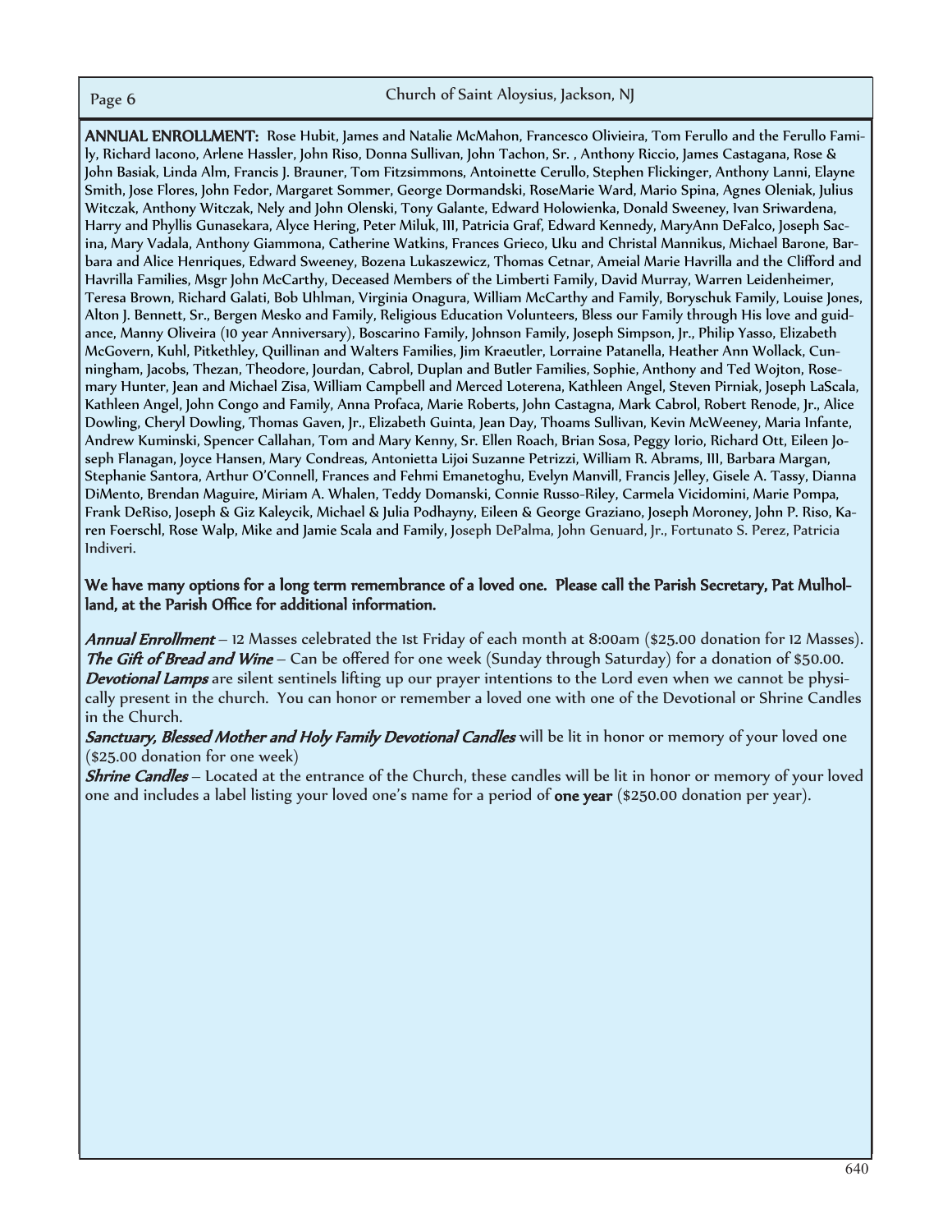**ANNUAL ENROLLMENT:** Rose Hubit, James and Natalie McMahon, Francesco Olivieira, Tom Ferullo and the Ferullo Family, Richard Iacono, Arlene Hassler, John Riso, Donna Sullivan, John Tachon, Sr. , Anthony Riccio, James Castagana, Rose & John Basiak, Linda Alm, Francis J. Brauner, Tom Fitzsimmons, Antoinette Cerullo, Stephen Flickinger, Anthony Lanni, Elayne Smith, Jose Flores, John Fedor, Margaret Sommer, George Dormandski, RoseMarie Ward, Mario Spina, Agnes Oleniak, Julius Witczak, Anthony Witczak, Nely and John Olenski, Tony Galante, Edward Holowienka, Donald Sweeney, Ivan Sriwardena, Harry and Phyllis Gunasekara, Alyce Hering, Peter Miluk, III, Patricia Graf, Edward Kennedy, MaryAnn DeFalco, Joseph Sacina, Mary Vadala, Anthony Giammona, Catherine Watkins, Frances Grieco, Uku and Christal Mannikus, Michael Barone, Barbara and Alice Henriques, Edward Sweeney, Bozena Lukaszewicz, Thomas Cetnar, Ameial Marie Havrilla and the Clifford and Havrilla Families, Msgr John McCarthy, Deceased Members of the Limberti Family, David Murray, Warren Leidenheimer, Teresa Brown, Richard Galati, Bob Uhlman, Virginia Onagura, William McCarthy and Family, Boryschuk Family, Louise Jones, Alton J. Bennett, Sr., Bergen Mesko and Family, Religious Education Volunteers, Bless our Family through His love and guidance, Manny Oliveira (10 year Anniversary), Boscarino Family, Johnson Family, Joseph Simpson, Jr., Philip Yasso, Elizabeth McGovern, Kuhl, Pitkethley, Quillinan and Walters Families, Jim Kraeutler, Lorraine Patanella, Heather Ann Wollack, Cunningham, Jacobs, Thezan, Theodore, Jourdan, Cabrol, Duplan and Butler Families, Sophie, Anthony and Ted Wojton, Rosemary Hunter, Jean and Michael Zisa, William Campbell and Merced Loterena, Kathleen Angel, Steven Pirniak, Joseph LaScala, Kathleen Angel, John Congo and Family, Anna Profaca, Marie Roberts, John Castagna, Mark Cabrol, Robert Renode, Jr., Alice Dowling, Cheryl Dowling, Thomas Gaven, Jr., Elizabeth Guinta, Jean Day, Thoams Sullivan, Kevin McWeeney, Maria Infante, Andrew Kuminski, Spencer Callahan, Tom and Mary Kenny, Sr. Ellen Roach, Brian Sosa, Peggy Iorio, Richard Ott, Eileen Joseph Flanagan, Joyce Hansen, Mary Condreas, Antonietta Lijoi Suzanne Petrizzi, William R. Abrams, III, Barbara Margan, Stephanie Santora, Arthur O'Connell, Frances and Fehmi Emanetoghu, Evelyn Manvill, Francis Jelley, Gisele A. Tassy, Dianna DiMento, Brendan Maguire, Miriam A. Whalen, Teddy Domanski, Connie Russo-Riley, Carmela Vicidomini, Marie Pompa, Frank DeRiso, Joseph & Giz Kaleycik, Michael & Julia Podhayny, Eileen & George Graziano, Joseph Moroney, John P. Riso, Karen Foerschl, Rose Walp, Mike and Jamie Scala and Family, Joseph DePalma, John Genuard, Jr., Fortunato S. Perez, Patricia Indiveri.

**We have many options for a long term remembrance of a loved one. Please call the Parish Secretary, Pat Mulholland, at the Parish Office for additional information.**

***Annual Enrollment*** – 12 Masses celebrated the 1st Friday of each month at 8:00am ($25.00 donation for 12 Masses).
***The Gift of Bread and Wine*** – Can be offered for one week (Sunday through Saturday) for a donation of $50.00.
***Devotional Lamps*** are silent sentinels lifting up our prayer intentions to the Lord even when we cannot be physically present in the church. You can honor or remember a loved one with one of the Devotional or Shrine Candles in the Church.
***Sanctuary, Blessed Mother and Holy Family Devotional Candles*** will be lit in honor or memory of your loved one ($25.00 donation for one week)
***Shrine Candles*** – Located at the entrance of the Church, these candles will be lit in honor or memory of your loved one and includes a label listing your loved one's name for a period of **one year** ($250.00 donation per year).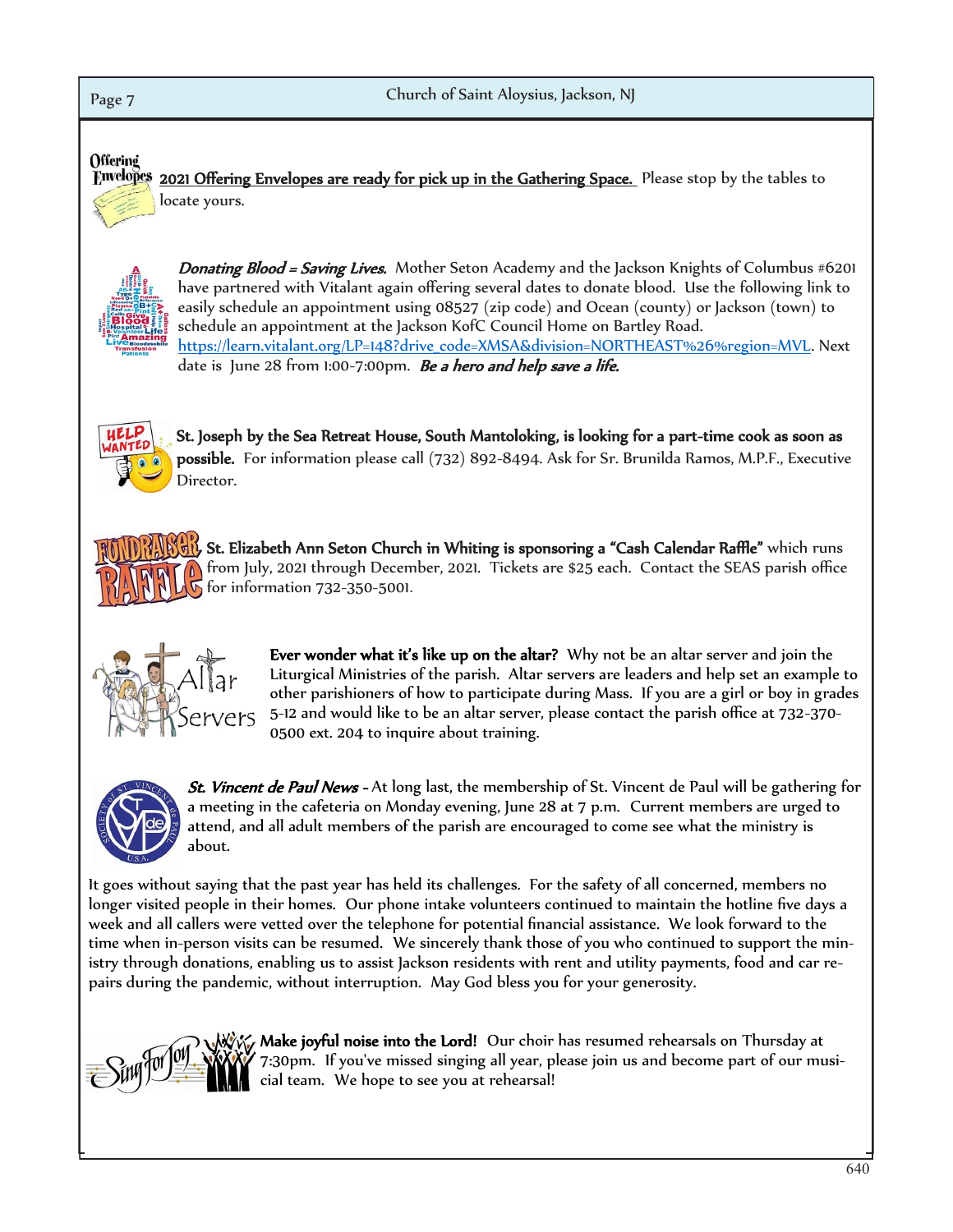**2021 Offering Envelopes are ready for pick up in the Gathering Space.** Please stop by the tables to locate yours.

***Donating Blood = Saving Lives.*** Mother Seton Academy and the Jackson Knights of Columbus #6201 have partnered with Vitalant again offering several dates to donate blood. Use the following link to easily schedule an appointment using 08527 (zip code) and Ocean (county) or Jackson (town) to schedule an appointment at the Jackson KofC Council Home on Bartley Road. https://learn.vitalant.org/LP=148?drive_code=XMSA&division=NORTHEAST%26%region=MVL. Next date is June 28 from 1:00-7:00pm. ***Be a hero and help save a life.***

**St. Joseph by the Sea Retreat House, South Mantoloking, is looking for a part-time cook as soon as possible.** For information please call (732) 892-8494. Ask for Sr. Brunilda Ramos, M.P.F., Executive Director.

**St. Elizabeth Ann Seton Church in Whiting is sponsoring a "Cash Calendar Raffle"** which runs from July, 2021 through December, 2021. Tickets are $25 each. Contact the SEAS parish office for information 732-350-5001.

**Ever wonder what it's like up on the altar?** Why not be an altar server and join the Liturgical Ministries of the parish. Altar servers are leaders and help set an example to other parishioners of how to participate during Mass. If you are a girl or boy in grades 5-12 and would like to be an altar server, please contact the parish office at 732-370-0500 ext. 204 to inquire about training.

***St. Vincent de Paul News*** - At long last, the membership of St. Vincent de Paul will be gathering for a meeting in the cafeteria on Monday evening, June 28 at 7 p.m. Current members are urged to attend, and all adult members of the parish are encouraged to come see what the ministry is about.

It goes without saying that the past year has held its challenges. For the safety of all concerned, members no longer visited people in their homes. Our phone intake volunteers continued to maintain the hotline five days a week and all callers were vetted over the telephone for potential financial assistance. We look forward to the time when in-person visits can be resumed. We sincerely thank those of you who continued to support the ministry through donations, enabling us to assist Jackson residents with rent and utility payments, food and car repairs during the pandemic, without interruption. May God bless you for your generosity.

**Make joyful noise into the Lord!** Our choir has resumed rehearsals on Thursday at 7:30pm. If you've missed singing all year, please join us and become part of our musical team. We hope to see you at rehearsal!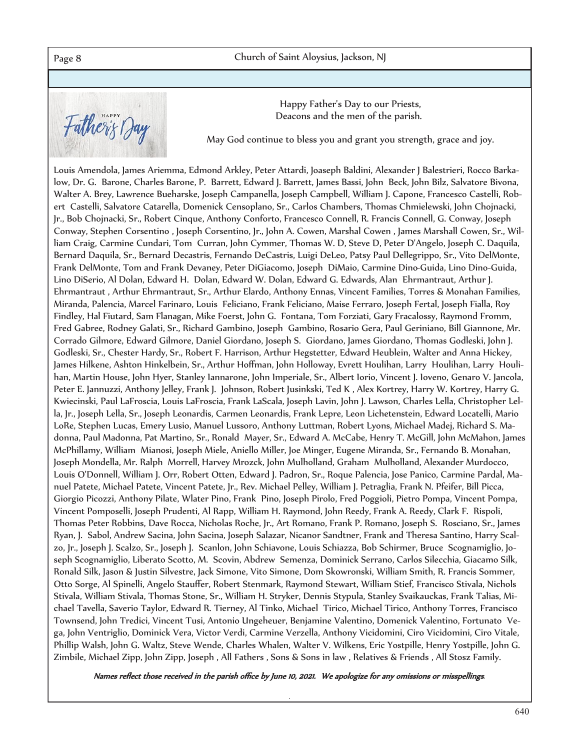Happy Father's Day to our Priests, Deacons and the men of the parish.

May God continue to bless you and grant you strength, grace and joy.

Louis Amendola, James Ariemma, Edmond Arkley, Peter Attardi, Joaseph Baldini, Alexander J Balestrieri, Rocco Barkalow, Dr. G. Barone, Charles Barone, P. Barrett, Edward J. Barrett, James Bassi, John Beck, John Bilz, Salvatore Bivona, Walter A. Brey, Lawrence Bueharske, Joseph Campanella, Joseph Campbell, William J. Capone, Francesco Castelli, Robert Castelli, Salvatore Catarella, Domenick Censoplano, Sr., Carlos Chambers, Thomas Chmielewski, John Chojnacki, Jr., Bob Chojnacki, Sr., Robert Cinque, Anthony Conforto, Francesco Connell, R. Francis Connell, G. Conway, Joseph Conway, Stephen Corsentino , Joseph Corsentino, Jr., John A. Cowen, Marshal Cowen , James Marshall Cowen, Sr., William Craig, Carmine Cundari, Tom Curran, John Cymmer, Thomas W. D, Steve D, Peter D'Angelo, Joseph C. Daquila, Bernard Daquila, Sr., Bernard Decastris, Fernando DeCastris, Luigi DeLeo, Patsy Paul Dellegrippo, Sr., Vito DelMonte, Frank DelMonte, Tom and Frank Devaney, Peter DiGiacomo, Joseph DiMaio, Carmine Dino-Guida, Lino Dino-Guida, Lino DiSerio, Al Dolan, Edward H. Dolan, Edward W. Dolan, Edward G. Edwards, Alan Ehrmantraut, Arthur J. Ehrmantraut , Arthur Ehrmantraut, Sr., Arthur Elardo, Anthony Ennas, Vincent Families, Torres & Monahan Families, Miranda, Palencia, Marcel Farinaro, Louis Feliciano, Frank Feliciano, Maise Ferraro, Joseph Fertal, Joseph Fialla, Roy Findley, Hal Fiutard, Sam Flanagan, Mike Foerst, John G. Fontana, Tom Forziati, Gary Fracalossy, Raymond Fromm, Fred Gabree, Rodney Galati, Sr., Richard Gambino, Joseph Gambino, Rosario Gera, Paul Geriniano, Bill Giannone, Mr. Corrado Gilmore, Edward Gilmore, Daniel Giordano, Joseph S. Giordano, James Giordano, Thomas Godleski, John J. Godleski, Sr., Chester Hardy, Sr., Robert F. Harrison, Arthur Hegstetter, Edward Heublein, Walter and Anna Hickey, James Hilkene, Ashton Hinkelbein, Sr., Arthur Hoffman, John Holloway, Evrett Houlihan, Larry Houlihan, Larry Houlihan, Martin House, John Hyer, Stanley Iannarone, John Imperiale, Sr., Albert Iorio, Vincent J. Ioveno, Genaro V. Jancola, Peter E. Jannuzzi, Anthony Jelley, Frank J. Johnson, Robert Jusinkski, Ted K , Alex Kortrey, Harry W. Kortrey, Harry G. Kwiecinski, Paul LaFroscia, Louis LaFroscia, Frank LaScala, Joseph Lavin, John J. Lawson, Charles Lella, Christopher Lella, Jr., Joseph Lella, Sr., Joseph Leonardis, Carmen Leonardis, Frank Lepre, Leon Lichetenstein, Edward Locatelli, Mario LoRe, Stephen Lucas, Emery Lusio, Manuel Lussoro, Anthony Luttman, Robert Lyons, Michael Madej, Richard S. Madonna, Paul Madonna, Pat Martino, Sr., Ronald Mayer, Sr., Edward A. McCabe, Henry T. McGill, John McMahon, James McPhillamy, William Mianosi, Joseph Miele, Aniello Miller, Joe Minger, Eugene Miranda, Sr., Fernando B. Monahan, Joseph Mondella, Mr. Ralph Morrell, Harvey Mrozck, John Mulholland, Graham Mulholland, Alexander Murdocco, Louis O'Donnell, William J. Orr, Robert Otten, Edward J. Padron, Sr., Roque Palencia, Jose Panico, Carmine Pardal, Manuel Patete, Michael Patete, Vincent Patete, Jr., Rev. Michael Pelley, William J. Petraglia, Frank N. Pfeifer, Bill Picca, Giorgio Picozzi, Anthony Pilate, Wlater Pino, Frank Pino, Joseph Pirolo, Fred Poggioli, Pietro Pompa, Vincent Pompa, Vincent Pomposelli, Joseph Prudenti, Al Rapp, William H. Raymond, John Reedy, Frank A. Reedy, Clark F. Rispoli, Thomas Peter Robbins, Dave Rocca, Nicholas Roche, Jr., Art Romano, Frank P. Romano, Joseph S. Rosciano, Sr., James Ryan, J. Sabol, Andrew Sacina, John Sacina, Joseph Salazar, Nicanor Sandtner, Frank and Theresa Santino, Harry Scalzo, Jr., Joseph J. Scalzo, Sr., Joseph J. Scanlon, John Schiavone, Louis Schiazza, Bob Schirmer, Bruce Scognamiglio, Joseph Scognamiglio, Liberato Scotto, M. Scovin, Abdrew Semenza, Dominick Serrano, Carlos Silecchia, Giacamo Silk, Ronald Silk, Jason & Justin Silvestre, Jack Simone, Vito Simone, Dom Skowronski, William Smith, R. Francis Sommer, Otto Sorge, Al Spinelli, Angelo Stauffer, Robert Stenmark, Raymond Stewart, William Stief, Francisco Stivala, Nichols Stivala, William Stivala, Thomas Stone, Sr., William H. Stryker, Dennis Stypula, Stanley Svaikauckas, Frank Talias, Michael Tavella, Saverio Taylor, Edward R. Tierney, Al Tinko, Michael Tirico, Michael Tirico, Anthony Torres, Francisco Townsend, John Tredici, Vincent Tusi, Antonio Ungeheuer, Benjamine Valentino, Domenick Valentino, Fortunato Vega, John Ventriglio, Dominick Vera, Victor Verdi, Carmine Verzella, Anthony Vicidomini, Ciro Vicidomini, Ciro Vitale, Phillip Walsh, John G. Waltz, Steve Wende, Charles Whalen, Walter V. Wilkens, Eric Yostpille, Henry Yostpille, John G. Zimbile, Michael Zipp, John Zipp, Joseph , All Fathers , Sons & Sons in law , Relatives & Friends , All Stosz Family.

*Names reflect those received in the parish office by June 10, 2021. We apologize for any omissions or misspellings.*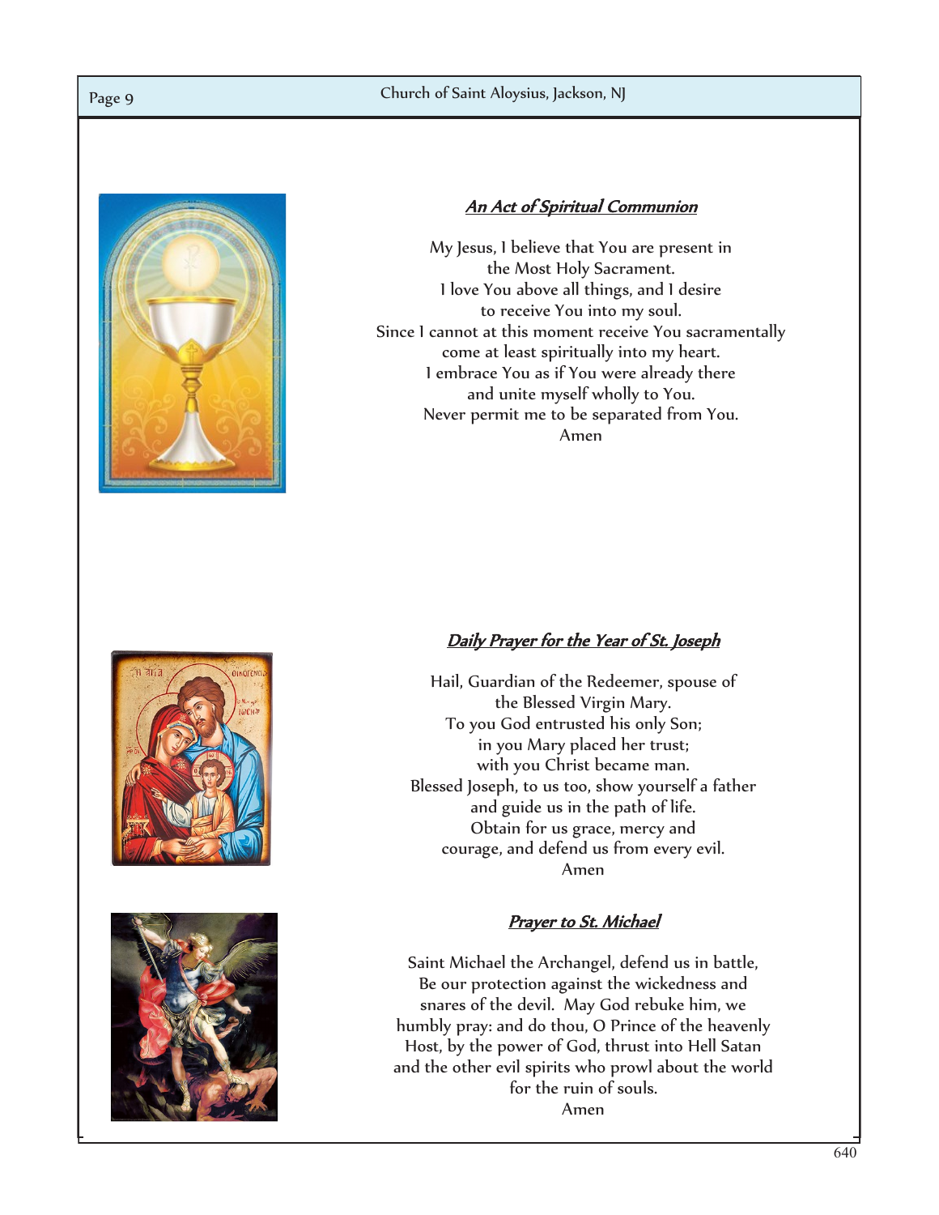## An Act of Spiritual Communion

My Jesus, I believe that You are present in
the Most Holy Sacrament.
I love You above all things, and I desire
to receive You into my soul.
Since I cannot at this moment receive You sacramentally
come at least spiritually into my heart.
I embrace You as if You were already there
and unite myself wholly to You.
Never permit me to be separated from You.
Amen

## Daily Prayer for the Year of St. Joseph

Hail, Guardian of the Redeemer, spouse of
the Blessed Virgin Mary.
To you God entrusted his only Son;
in you Mary placed her trust;
with you Christ became man.
Blessed Joseph, to us too, show yourself a father
and guide us in the path of life.
Obtain for us grace, mercy and
courage, and defend us from every evil.
Amen

## Prayer to St. Michael

Saint Michael the Archangel, defend us in battle,
Be our protection against the wickedness and
snares of the devil. May God rebuke him, we
humbly pray: and do thou, O Prince of the heavenly
Host, by the power of God, thrust into Hell Satan
and the other evil spirits who prowl about the world
for the ruin of souls.
Amen